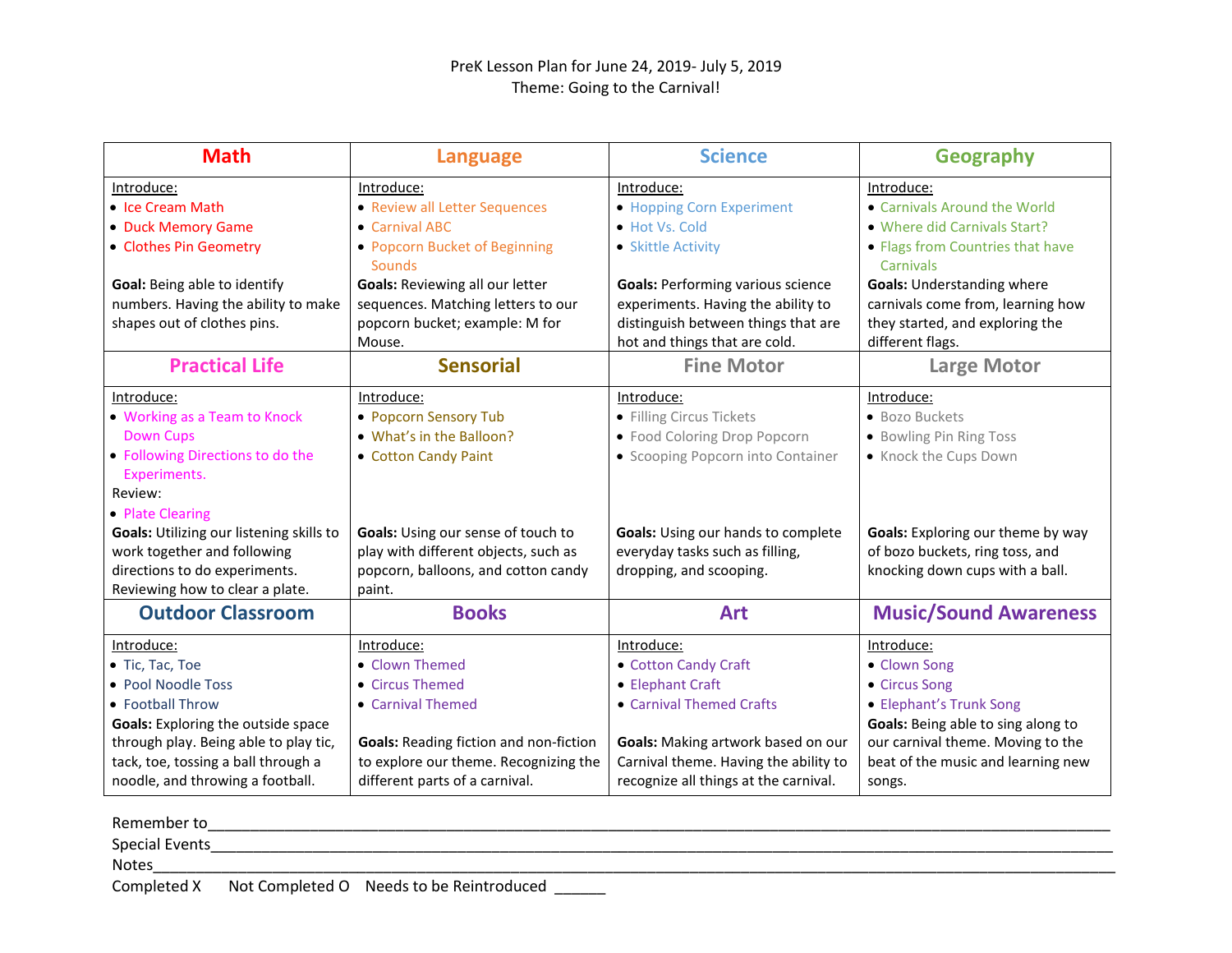PreK Lesson Plan for June 24, 2019- July 5, 2019

Theme: Going to the Carnival!

| Math | Language | Science | Geography |
|---|---|---|---|
| Introduce:<br>• Ice Cream Math<br>• Duck Memory Game<br>• Clothes Pin Geometry<br><br>**Goal:** Being able to identify numbers. Having the ability to make shapes out of clothes pins. | Introduce:<br>• Review all Letter Sequences<br>• Carnival ABC<br>• Popcorn Bucket of Beginning Sounds<br>**Goals:** Reviewing all our letter sequences. Matching letters to our popcorn bucket; example: M for Mouse. | Introduce:<br>• Hopping Corn Experiment<br>• Hot Vs. Cold<br>• Skittle Activity<br><br>**Goals:** Performing various science experiments. Having the ability to distinguish between things that are hot and things that are cold. | Introduce:<br>• Carnivals Around the World<br>• Where did Carnivals Start?<br>• Flags from Countries that have Carnivals<br>**Goals:** Understanding where carnivals come from, learning how they started, and exploring the different flags. |
| **Practical Life** | **Sensorial** | **Fine Motor** | **Large Motor** |
| Introduce:<br>• Working as a Team to Knock Down Cups<br>• Following Directions to do the Experiments.<br>Review:<br>• Plate Clearing<br>**Goals:** Utilizing our listening skills to work together and following directions to do experiments. Reviewing how to clear a plate. | Introduce:<br>• Popcorn Sensory Tub<br>• What's in the Balloon?<br>• Cotton Candy Paint<br><br>**Goals:** Using our sense of touch to play with different objects, such as popcorn, balloons, and cotton candy paint. | Introduce:<br>• Filling Circus Tickets<br>• Food Coloring Drop Popcorn<br>• Scooping Popcorn into Container<br><br>**Goals:** Using our hands to complete everyday tasks such as filling, dropping, and scooping. | Introduce:<br>• Bozo Buckets<br>• Bowling Pin Ring Toss<br>• Knock the Cups Down<br><br>**Goals:** Exploring our theme by way of bozo buckets, ring toss, and knocking down cups with a ball. |
| **Outdoor Classroom** | **Books** | **Art** | **Music/Sound Awareness** |
| Introduce:<br>• Tic, Tac, Toe<br>• Pool Noodle Toss<br>• Football Throw<br>**Goals:** Exploring the outside space through play. Being able to play tic, tack, toe, tossing a ball through a noodle, and throwing a football. | Introduce:<br>• Clown Themed<br>• Circus Themed<br>• Carnival Themed<br><br>**Goals:** Reading fiction and non-fiction to explore our theme. Recognizing the different parts of a carnival. | Introduce:<br>• Cotton Candy Craft<br>• Elephant Craft<br>• Carnival Themed Crafts<br><br>**Goals:** Making artwork based on our Carnival theme. Having the ability to recognize all things at the carnival. | Introduce:<br>• Clown Song<br>• Circus Song<br>• Elephant's Trunk Song<br>**Goals:** Being able to sing along to our carnival theme. Moving to the beat of the music and learning new songs. |

Remember to_______________________________________________

Special Events_______________________________________________

Notes_______________________________________________

Completed X Not Completed O Needs to be Reintroduced ______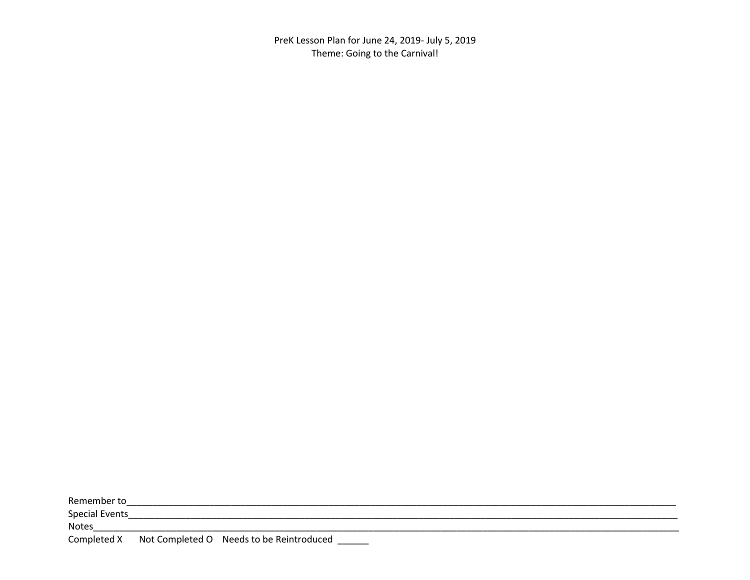PreK Lesson Plan for June 24, 2019- July 5, 2019

Theme: Going to the Carnival!

Remember to________________________________________________________________________________________________

Special Events______________________________________________________________________________________________

Notes______________________________________________________________________________________________________

Completed X Not Completed O Needs to be Reintroduced ______